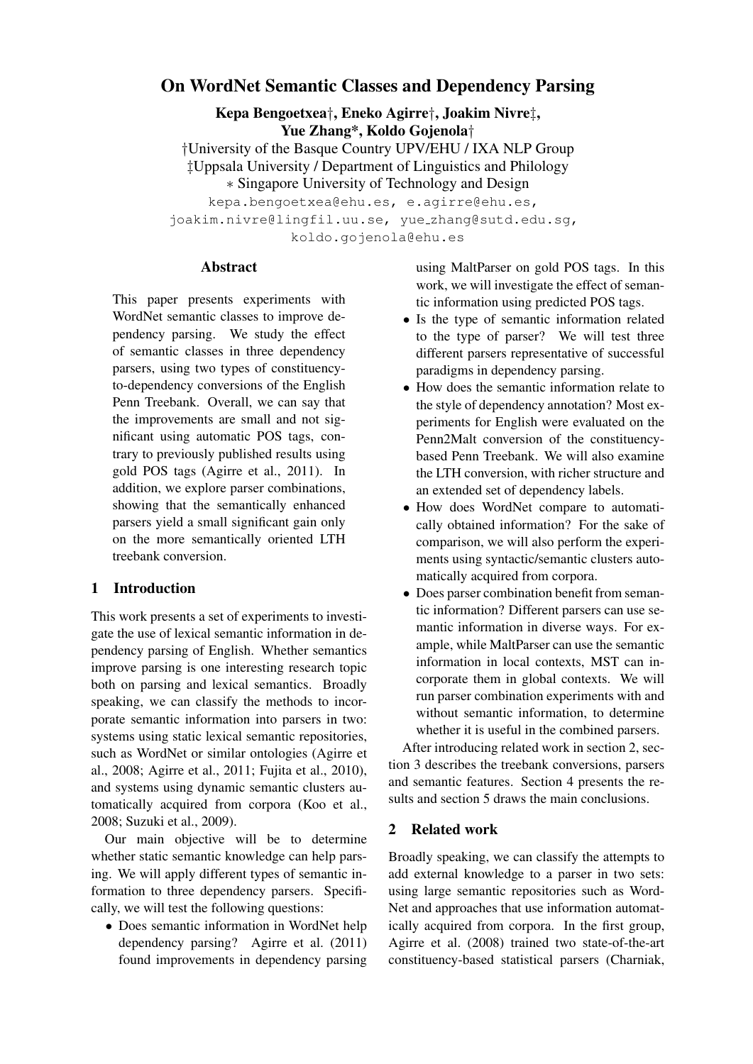# On WordNet Semantic Classes and Dependency Parsing

**Kepa Bengoetxea†, Eneko Agirre†, Joakim Nivre‡, Yue Zhang*, Koldo Gojenola†**

†University of the Basque Country UPV/EHU / IXA NLP Group
‡Uppsala University / Department of Linguistics and Philology
∗ Singapore University of Technology and Design

kepa.bengoetxea@ehu.es, e.agirre@ehu.es, joakim.nivre@lingfil.uu.se, yue_zhang@sutd.edu.sg, koldo.gojenola@ehu.es

## Abstract

This paper presents experiments with WordNet semantic classes to improve dependency parsing. We study the effect of semantic classes in three dependency parsers, using two types of constituency-to-dependency conversions of the English Penn Treebank. Overall, we can say that the improvements are small and not significant using automatic POS tags, contrary to previously published results using gold POS tags (Agirre et al., 2011). In addition, we explore parser combinations, showing that the semantically enhanced parsers yield a small significant gain only on the more semantically oriented LTH treebank conversion.

## 1 Introduction

This work presents a set of experiments to investigate the use of lexical semantic information in dependency parsing of English. Whether semantics improve parsing is one interesting research topic both on parsing and lexical semantics. Broadly speaking, we can classify the methods to incorporate semantic information into parsers in two: systems using static lexical semantic repositories, such as WordNet or similar ontologies (Agirre et al., 2008; Agirre et al., 2011; Fujita et al., 2010), and systems using dynamic semantic clusters automatically acquired from corpora (Koo et al., 2008; Suzuki et al., 2009).

Our main objective will be to determine whether static semantic knowledge can help parsing. We will apply different types of semantic information to three dependency parsers. Specifically, we will test the following questions:

- Does semantic information in WordNet help dependency parsing? Agirre et al. (2011) found improvements in dependency parsing using MaltParser on gold POS tags. In this work, we will investigate the effect of semantic information using predicted POS tags.
- Is the type of semantic information related to the type of parser? We will test three different parsers representative of successful paradigms in dependency parsing.
- How does the semantic information relate to the style of dependency annotation? Most experiments for English were evaluated on the Penn2Malt conversion of the constituency-based Penn Treebank. We will also examine the LTH conversion, with richer structure and an extended set of dependency labels.
- How does WordNet compare to automatically obtained information? For the sake of comparison, we will also perform the experiments using syntactic/semantic clusters automatically acquired from corpora.
- Does parser combination benefit from semantic information? Different parsers can use semantic information in diverse ways. For example, while MaltParser can use the semantic information in local contexts, MST can incorporate them in global contexts. We will run parser combination experiments with and without semantic information, to determine whether it is useful in the combined parsers.

After introducing related work in section 2, section 3 describes the treebank conversions, parsers and semantic features. Section 4 presents the results and section 5 draws the main conclusions.

## 2 Related work

Broadly speaking, we can classify the attempts to add external knowledge to a parser in two sets: using large semantic repositories such as WordNet and approaches that use information automatically acquired from corpora. In the first group, Agirre et al. (2008) trained two state-of-the-art constituency-based statistical parsers (Charniak,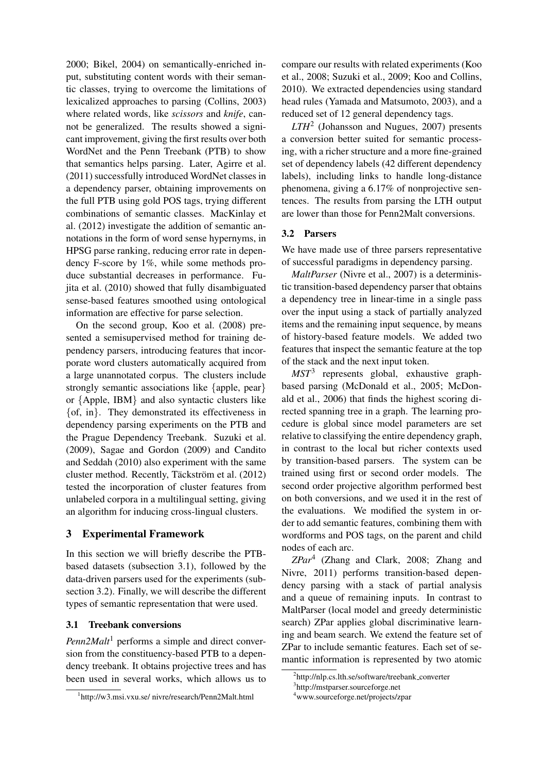2000; Bikel, 2004) on semantically-enriched input, substituting content words with their semantic classes, trying to overcome the limitations of lexicalized approaches to parsing (Collins, 2003) where related words, like *scissors* and *knife*, cannot be generalized. The results showed a significant improvement, giving the first results over both WordNet and the Penn Treebank (PTB) to show that semantics helps parsing. Later, Agirre et al. (2011) successfully introduced WordNet classes in a dependency parser, obtaining improvements on the full PTB using gold POS tags, trying different combinations of semantic classes. MacKinlay et al. (2012) investigate the addition of semantic annotations in the form of word sense hypernyms, in HPSG parse ranking, reducing error rate in dependency F-score by 1%, while some methods produce substantial decreases in performance. Fujita et al. (2010) showed that fully disambiguated sense-based features smoothed using ontological information are effective for parse selection.

On the second group, Koo et al. (2008) presented a semisupervised method for training dependency parsers, introducing features that incorporate word clusters automatically acquired from a large unannotated corpus. The clusters include strongly semantic associations like {apple, pear} or {Apple, IBM} and also syntactic clusters like {of, in}. They demonstrated its effectiveness in dependency parsing experiments on the PTB and the Prague Dependency Treebank. Suzuki et al. (2009), Sagae and Gordon (2009) and Candito and Seddah (2010) also experiment with the same cluster method. Recently, Täckström et al. (2012) tested the incorporation of cluster features from unlabeled corpora in a multilingual setting, giving an algorithm for inducing cross-lingual clusters.

## 3 Experimental Framework

In this section we will briefly describe the PTB-based datasets (subsection 3.1), followed by the data-driven parsers used for the experiments (subsection 3.2). Finally, we will describe the different types of semantic representation that were used.

### 3.1 Treebank conversions

*Penn2Malt*[1] performs a simple and direct conversion from the constituency-based PTB to a dependency treebank. It obtains projective trees and has been used in several works, which allows us to compare our results with related experiments (Koo et al., 2008; Suzuki et al., 2009; Koo and Collins, 2010). We extracted dependencies using standard head rules (Yamada and Matsumoto, 2003), and a reduced set of 12 general dependency tags.

*LTH*[2] (Johansson and Nugues, 2007) presents a conversion better suited for semantic processing, with a richer structure and a more fine-grained set of dependency labels (42 different dependency labels), including links to handle long-distance phenomena, giving a 6.17% of nonprojective sentences. The results from parsing the LTH output are lower than those for Penn2Malt conversions.

### 3.2 Parsers

We have made use of three parsers representative of successful paradigms in dependency parsing.

*MaltParser* (Nivre et al., 2007) is a deterministic transition-based dependency parser that obtains a dependency tree in linear-time in a single pass over the input using a stack of partially analyzed items and the remaining input sequence, by means of history-based feature models. We added two features that inspect the semantic feature at the top of the stack and the next input token.

*MST*[3] represents global, exhaustive graph-based parsing (McDonald et al., 2005; McDonald et al., 2006) that finds the highest scoring directed spanning tree in a graph. The learning procedure is global since model parameters are set relative to classifying the entire dependency graph, in contrast to the local but richer contexts used by transition-based parsers. The system can be trained using first or second order models. The second order projective algorithm performed best on both conversions, and we used it in the rest of the evaluations. We modified the system in order to add semantic features, combining them with wordforms and POS tags, on the parent and child nodes of each arc.

*ZPar*[4] (Zhang and Clark, 2008; Zhang and Nivre, 2011) performs transition-based dependency parsing with a stack of partial analysis and a queue of remaining inputs. In contrast to MaltParser (local model and greedy deterministic search) ZPar applies global discriminative learning and beam search. We extend the feature set of ZPar to include semantic features. Each set of semantic information is represented by two atomic

[1] http://w3.msi.vxu.se/ nivre/research/Penn2Malt.html

[2] http://nlp.cs.lth.se/software/treebank_converter

[3] http://mstparser.sourceforge.net

[4] www.sourceforge.net/projects/zpar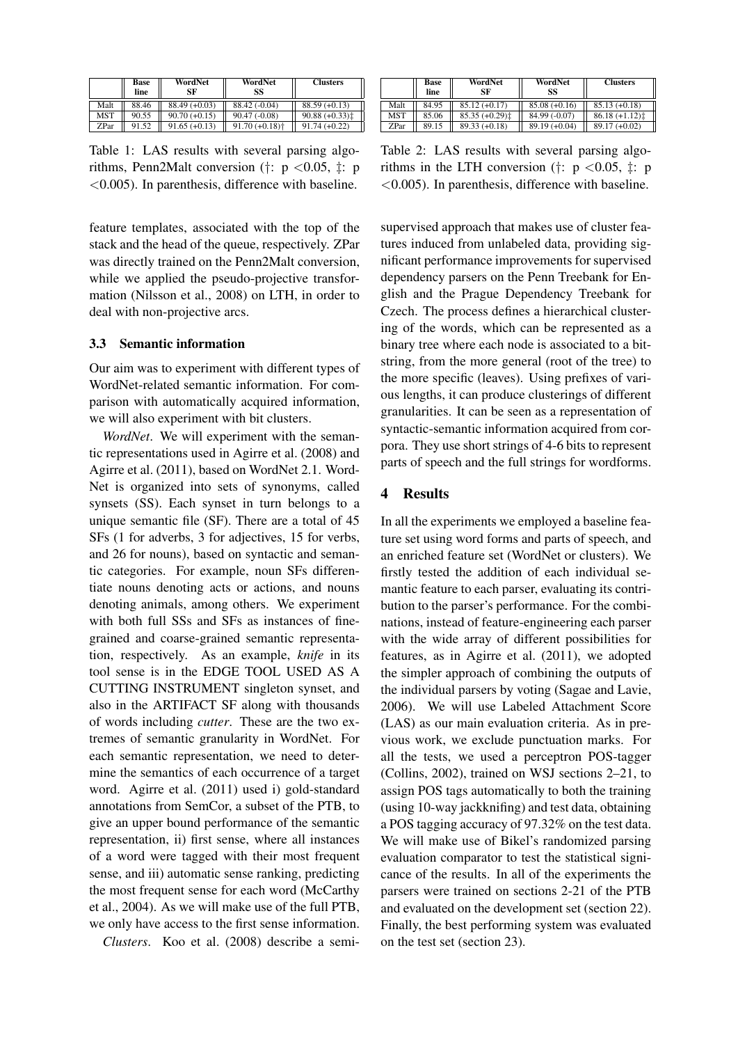|  | Base line | WordNet SF | WordNet SS | Clusters |
|---|---|---|---|---|
| Malt | 88.46 | 88.49 (+0.03) | 88.42 (-0.04) | 88.59 (+0.13) |
| MST | 90.55 | 90.70 (+0.15) | 90.47 (-0.08) | 90.88 (+0.33)‡ |
| ZPar | 91.52 | 91.65 (+0.13) | 91.70 (+0.18)† | 91.74 (+0.22) |

Table 1: LAS results with several parsing algorithms, Penn2Malt conversion (†: $p < 0.05$, ‡: $p < 0.005$). In parenthesis, difference with baseline.

|  | Base line | WordNet SF | WordNet SS | Clusters |
|---|---|---|---|---|
| Malt | 84.95 | 85.12 (+0.17) | 85.08 (+0.16) | 85.13 (+0.18) |
| MST | 85.06 | 85.35 (+0.29)‡ | 84.99 (-0.07) | 86.18 (+1.12)‡ |
| ZPar | 89.15 | 89.33 (+0.18) | 89.19 (+0.04) | 89.17 (+0.02) |

Table 2: LAS results with several parsing algorithms in the LTH conversion (†: $p < 0.05$, ‡: $p < 0.005$). In parenthesis, difference with baseline.

feature templates, associated with the top of the stack and the head of the queue, respectively. ZPar was directly trained on the Penn2Malt conversion, while we applied the pseudo-projective transformation (Nilsson et al., 2008) on LTH, in order to deal with non-projective arcs.

### 3.3 Semantic information

Our aim was to experiment with different types of WordNet-related semantic information. For comparison with automatically acquired information, we will also experiment with bit clusters.

*WordNet*. We will experiment with the semantic representations used in Agirre et al. (2008) and Agirre et al. (2011), based on WordNet 2.1. WordNet is organized into sets of synonyms, called synsets (SS). Each synset in turn belongs to a unique semantic file (SF). There are a total of 45 SFs (1 for adverbs, 3 for adjectives, 15 for verbs, and 26 for nouns), based on syntactic and semantic categories. For example, noun SFs differentiate nouns denoting acts or actions, and nouns denoting animals, among others. We experiment with both full SSs and SFs as instances of fine-grained and coarse-grained semantic representation, respectively. As an example, *knife* in its tool sense is in the EDGE TOOL USED AS A CUTTING INSTRUMENT singleton synset, and also in the ARTIFACT SF along with thousands of words including *cutter*. These are the two extremes of semantic granularity in WordNet. For each semantic representation, we need to determine the semantics of each occurrence of a target word. Agirre et al. (2011) used i) gold-standard annotations from SemCor, a subset of the PTB, to give an upper bound performance of the semantic representation, ii) first sense, where all instances of a word were tagged with their most frequent sense, and iii) automatic sense ranking, predicting the most frequent sense for each word (McCarthy et al., 2004). As we will make use of the full PTB, we only have access to the first sense information.

*Clusters*. Koo et al. (2008) describe a semi-supervised approach that makes use of cluster features induced from unlabeled data, providing significant performance improvements for supervised dependency parsers on the Penn Treebank for English and the Prague Dependency Treebank for Czech. The process defines a hierarchical clustering of the words, which can be represented as a binary tree where each node is associated to a bit-string, from the more general (root of the tree) to the more specific (leaves). Using prefixes of various lengths, it can produce clusterings of different granularities. It can be seen as a representation of syntactic-semantic information acquired from corpora. They use short strings of 4-6 bits to represent parts of speech and the full strings for wordforms.

## 4 Results

In all the experiments we employed a baseline feature set using word forms and parts of speech, and an enriched feature set (WordNet or clusters). We firstly tested the addition of each individual semantic feature to each parser, evaluating its contribution to the parser's performance. For the combinations, instead of feature-engineering each parser with the wide array of different possibilities for features, as in Agirre et al. (2011), we adopted the simpler approach of combining the outputs of the individual parsers by voting (Sagae and Lavie, 2006). We will use Labeled Attachment Score (LAS) as our main evaluation criteria. As in previous work, we exclude punctuation marks. For all the tests, we used a perceptron POS-tagger (Collins, 2002), trained on WSJ sections 2–21, to assign POS tags automatically to both the training (using 10-way jackknifing) and test data, obtaining a POS tagging accuracy of 97.32% on the test data. We will make use of Bikel's randomized parsing evaluation comparator to test the statistical significance of the results. In all of the experiments the parsers were trained on sections 2-21 of the PTB and evaluated on the development set (section 22). Finally, the best performing system was evaluated on the test set (section 23).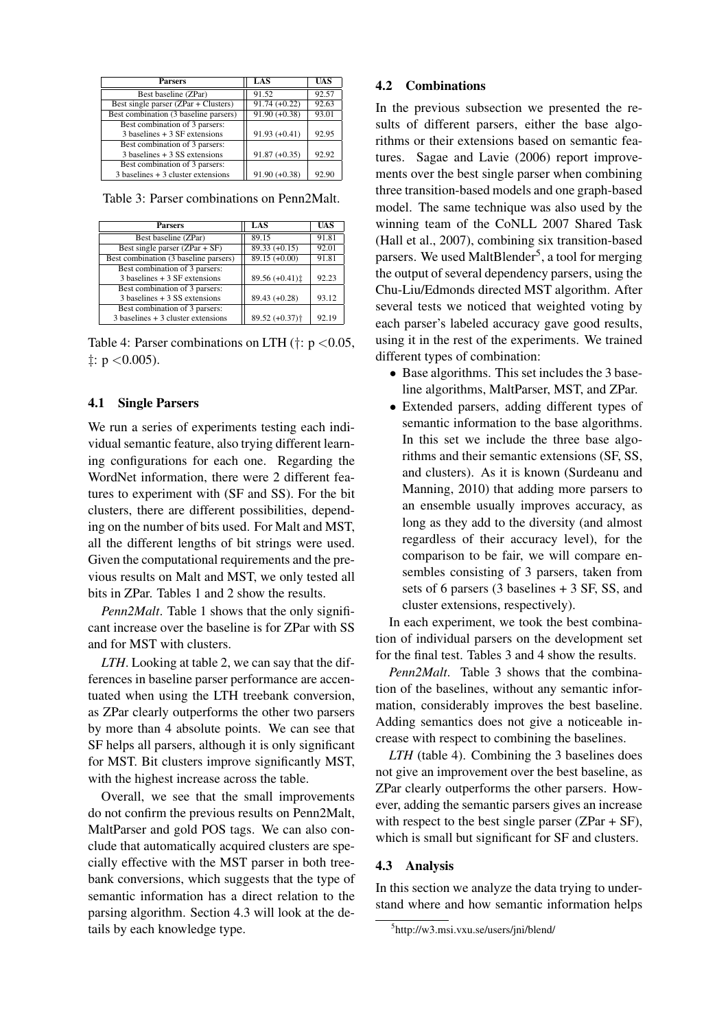| Parsers | LAS | UAS |
|---|---|---|
| Best baseline (ZPar) | 91.52 | 92.57 |
| Best single parser (ZPar + Clusters) | 91.74 (+0.22) | 92.63 |
| Best combination (3 baseline parsers) | 91.90 (+0.38) | 93.01 |
| Best combination of 3 parsers: 3 baselines + 3 SF extensions | 91.93 (+0.41) | 92.95 |
| Best combination of 3 parsers: 3 baselines + 3 SS extensions | 91.87 (+0.35) | 92.92 |
| Best combination of 3 parsers: 3 baselines + 3 cluster extensions | 91.90 (+0.38) | 92.90 |

Table 3: Parser combinations on Penn2Malt.

| Parsers | LAS | UAS |
|---|---|---|
| Best baseline (ZPar) | 89.15 | 91.81 |
| Best single parser (ZPar + SF) | 89.33 (+0.15) | 92.01 |
| Best combination (3 baseline parsers) | 89.15 (+0.00) | 91.81 |
| Best combination of 3 parsers: 3 baselines + 3 SF extensions | 89.56 (+0.41)‡ | 92.23 |
| Best combination of 3 parsers: 3 baselines + 3 SS extensions | 89.43 (+0.28) | 93.12 |
| Best combination of 3 parsers: 3 baselines + 3 cluster extensions | 89.52 (+0.37)† | 92.19 |

Table 4: Parser combinations on LTH (†: $p < 0.05$, ‡: $p < 0.005$).

### 4.1 Single Parsers

We run a series of experiments testing each individual semantic feature, also trying different learning configurations for each one. Regarding the WordNet information, there were 2 different features to experiment with (SF and SS). For the bit clusters, there are different possibilities, depending on the number of bits used. For Malt and MST, all the different lengths of bit strings were used. Given the computational requirements and the previous results on Malt and MST, we only tested all bits in ZPar. Tables 1 and 2 show the results.

*Penn2Malt*. Table 1 shows that the only significant increase over the baseline is for ZPar with SS and for MST with clusters.

*LTH*. Looking at table 2, we can say that the differences in baseline parser performance are accentuated when using the LTH treebank conversion, as ZPar clearly outperforms the other two parsers by more than 4 absolute points. We can see that SF helps all parsers, although it is only significant for MST. Bit clusters improve significantly MST, with the highest increase across the table.

Overall, we see that the small improvements do not confirm the previous results on Penn2Malt, MaltParser and gold POS tags. We can also conclude that automatically acquired clusters are specially effective with the MST parser in both treebank conversions, which suggests that the type of semantic information has a direct relation to the parsing algorithm. Section 4.3 will look at the details by each knowledge type.

### 4.2 Combinations

In the previous subsection we presented the results of different parsers, either the base algorithms or their extensions based on semantic features. Sagae and Lavie (2006) report improvements over the best single parser when combining three transition-based models and one graph-based model. The same technique was also used by the winning team of the CoNLL 2007 Shared Task (Hall et al., 2007), combining six transition-based parsers. We used MaltBlender[5], a tool for merging the output of several dependency parsers, using the Chu-Liu/Edmonds directed MST algorithm. After several tests we noticed that weighted voting by each parser's labeled accuracy gave good results, using it in the rest of the experiments. We trained different types of combination:

- Base algorithms. This set includes the 3 baseline algorithms, MaltParser, MST, and ZPar.
- Extended parsers, adding different types of semantic information to the base algorithms. In this set we include the three base algorithms and their semantic extensions (SF, SS, and clusters). As it is known (Surdeanu and Manning, 2010) that adding more parsers to an ensemble usually improves accuracy, as long as they add to the diversity (and almost regardless of their accuracy level), for the comparison to be fair, we will compare ensembles consisting of 3 parsers, taken from sets of 6 parsers (3 baselines + 3 SF, SS, and cluster extensions, respectively).

In each experiment, we took the best combination of individual parsers on the development set for the final test. Tables 3 and 4 show the results.

*Penn2Malt*. Table 3 shows that the combination of the baselines, without any semantic information, considerably improves the best baseline. Adding semantics does not give a noticeable increase with respect to combining the baselines.

*LTH* (table 4). Combining the 3 baselines does not give an improvement over the best baseline, as ZPar clearly outperforms the other parsers. However, adding the semantic parsers gives an increase with respect to the best single parser (ZPar + SF), which is small but significant for SF and clusters.

### 4.3 Analysis

In this section we analyze the data trying to understand where and how semantic information helps

[5] http://w3.msi.vxu.se/users/jni/blend/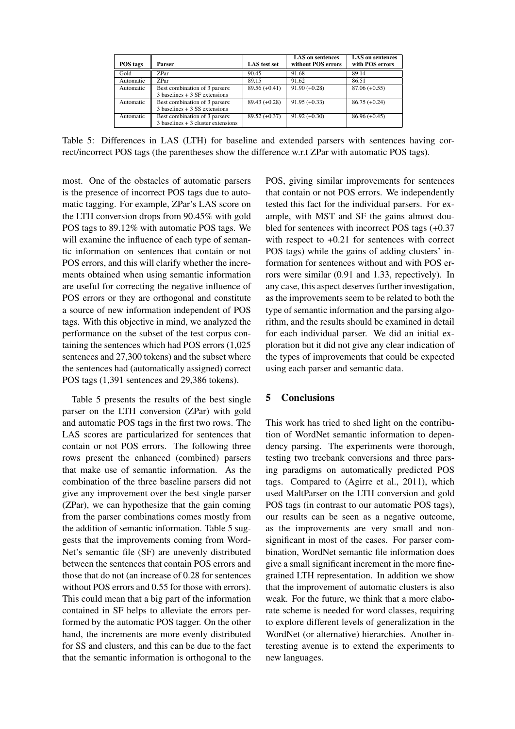| POS tags | Parser | LAS test set | LAS on sentences without POS errors | LAS on sentences with POS errors |
|---|---|---|---|---|
| Gold | ZPar | 90.45 | 91.68 | 89.14 |
| Automatic | ZPar | 89.15 | 91.62 | 86.51 |
| Automatic | Best combination of 3 parsers: 3 baselines + 3 SF extensions | 89.56 (+0.41) | 91.90 (+0.28) | 87.06 (+0.55) |
| Automatic | Best combination of 3 parsers: 3 baselines + 3 SS extensions | 89.43 (+0.28) | 91.95 (+0.33) | 86.75 (+0.24) |
| Automatic | Best combination of 3 parsers: 3 baselines + 3 cluster extensions | 89.52 (+0.37) | 91.92 (+0.30) | 86.96 (+0.45) |

Table 5: Differences in LAS (LTH) for baseline and extended parsers with sentences having correct/incorrect POS tags (the parentheses show the difference w.r.t ZPar with automatic POS tags).

most. One of the obstacles of automatic parsers is the presence of incorrect POS tags due to automatic tagging. For example, ZPar's LAS score on the LTH conversion drops from 90.45% with gold POS tags to 89.12% with automatic POS tags. We will examine the influence of each type of semantic information on sentences that contain or not POS errors, and this will clarify whether the increments obtained when using semantic information are useful for correcting the negative influence of POS errors or they are orthogonal and constitute a source of new information independent of POS tags. With this objective in mind, we analyzed the performance on the subset of the test corpus containing the sentences which had POS errors (1,025 sentences and 27,300 tokens) and the subset where the sentences had (automatically assigned) correct POS tags (1,391 sentences and 29,386 tokens).

Table 5 presents the results of the best single parser on the LTH conversion (ZPar) with gold and automatic POS tags in the first two rows. The LAS scores are particularized for sentences that contain or not POS errors. The following three rows present the enhanced (combined) parsers that make use of semantic information. As the combination of the three baseline parsers did not give any improvement over the best single parser (ZPar), we can hypothesize that the gain coming from the parser combinations comes mostly from the addition of semantic information. Table 5 suggests that the improvements coming from WordNet's semantic file (SF) are unevenly distributed between the sentences that contain POS errors and those that do not (an increase of 0.28 for sentences without POS errors and 0.55 for those with errors). This could mean that a big part of the information contained in SF helps to alleviate the errors performed by the automatic POS tagger. On the other hand, the increments are more evenly distributed for SS and clusters, and this can be due to the fact that the semantic information is orthogonal to the POS, giving similar improvements for sentences that contain or not POS errors. We independently tested this fact for the individual parsers. For example, with MST and SF the gains almost doubled for sentences with incorrect POS tags (+0.37 with respect to +0.21 for sentences with correct POS tags) while the gains of adding clusters' information for sentences without and with POS errors were similar (0.91 and 1.33, respectively). In any case, this aspect deserves further investigation, as the improvements seem to be related to both the type of semantic information and the parsing algorithm, and the results should be examined in detail for each individual parser. We did an initial exploration but it did not give any clear indication of the types of improvements that could be expected using each parser and semantic data.

## 5 Conclusions

This work has tried to shed light on the contribution of WordNet semantic information to dependency parsing. The experiments were thorough, testing two treebank conversions and three parsing paradigms on automatically predicted POS tags. Compared to (Agirre et al., 2011), which used MaltParser on the LTH conversion and gold POS tags (in contrast to our automatic POS tags), our results can be seen as a negative outcome, as the improvements are very small and non-significant in most of the cases. For parser combination, WordNet semantic file information does give a small significant increment in the more fine-grained LTH representation. In addition we show that the improvement of automatic clusters is also weak. For the future, we think that a more elaborate scheme is needed for word classes, requiring to explore different levels of generalization in the WordNet (or alternative) hierarchies. Another interesting avenue is to extend the experiments to new languages.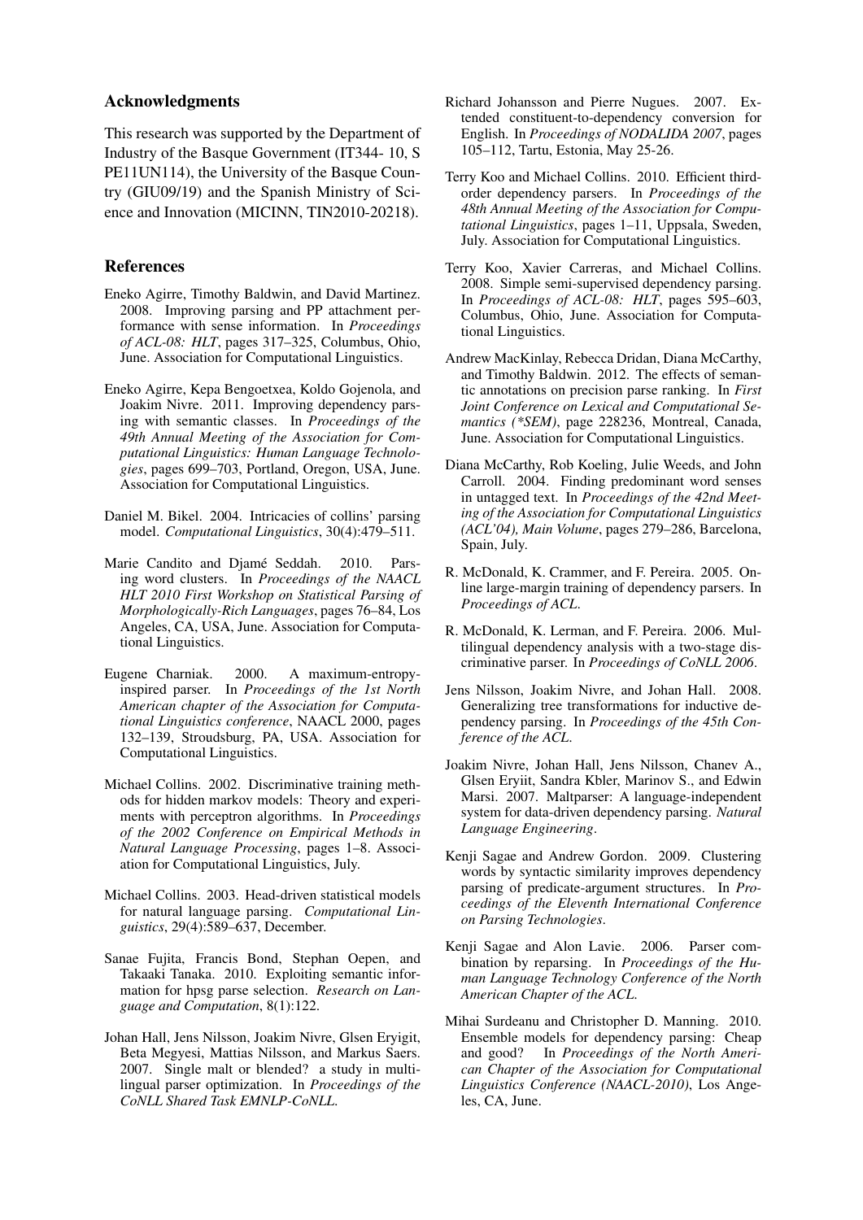## Acknowledgments

This research was supported by the Department of Industry of the Basque Government (IT344- 10, S PE11UN114), the University of the Basque Country (GIU09/19) and the Spanish Ministry of Science and Innovation (MICINN, TIN2010-20218).

## References

Eneko Agirre, Timothy Baldwin, and David Martinez. 2008. Improving parsing and PP attachment performance with sense information. In *Proceedings of ACL-08: HLT*, pages 317–325, Columbus, Ohio, June. Association for Computational Linguistics.

Eneko Agirre, Kepa Bengoetxea, Koldo Gojenola, and Joakim Nivre. 2011. Improving dependency parsing with semantic classes. In *Proceedings of the 49th Annual Meeting of the Association for Computational Linguistics: Human Language Technologies*, pages 699–703, Portland, Oregon, USA, June. Association for Computational Linguistics.

Daniel M. Bikel. 2004. Intricacies of collins' parsing model. *Computational Linguistics*, 30(4):479–511.

Marie Candito and Djamé Seddah. 2010. Parsing word clusters. In *Proceedings of the NAACL HLT 2010 First Workshop on Statistical Parsing of Morphologically-Rich Languages*, pages 76–84, Los Angeles, CA, USA, June. Association for Computational Linguistics.

Eugene Charniak. 2000. A maximum-entropy-inspired parser. In *Proceedings of the 1st North American chapter of the Association for Computational Linguistics conference*, NAACL 2000, pages 132–139, Stroudsburg, PA, USA. Association for Computational Linguistics.

Michael Collins. 2002. Discriminative training methods for hidden markov models: Theory and experiments with perceptron algorithms. In *Proceedings of the 2002 Conference on Empirical Methods in Natural Language Processing*, pages 1–8. Association for Computational Linguistics, July.

Michael Collins. 2003. Head-driven statistical models for natural language parsing. *Computational Linguistics*, 29(4):589–637, December.

Sanae Fujita, Francis Bond, Stephan Oepen, and Takaaki Tanaka. 2010. Exploiting semantic information for hpsg parse selection. *Research on Language and Computation*, 8(1):122.

Johan Hall, Jens Nilsson, Joakim Nivre, Glsen Eryigit, Beta Megyesi, Mattias Nilsson, and Markus Saers. 2007. Single malt or blended? a study in multilingual parser optimization. In *Proceedings of the CoNLL Shared Task EMNLP-CoNLL*.

Richard Johansson and Pierre Nugues. 2007. Extended constituent-to-dependency conversion for English. In *Proceedings of NODALIDA 2007*, pages 105–112, Tartu, Estonia, May 25-26.

Terry Koo and Michael Collins. 2010. Efficient third-order dependency parsers. In *Proceedings of the 48th Annual Meeting of the Association for Computational Linguistics*, pages 1–11, Uppsala, Sweden, July. Association for Computational Linguistics.

Terry Koo, Xavier Carreras, and Michael Collins. 2008. Simple semi-supervised dependency parsing. In *Proceedings of ACL-08: HLT*, pages 595–603, Columbus, Ohio, June. Association for Computational Linguistics.

Andrew MacKinlay, Rebecca Dridan, Diana McCarthy, and Timothy Baldwin. 2012. The effects of semantic annotations on precision parse ranking. In *First Joint Conference on Lexical and Computational Semantics (*SEM)*, page 228236, Montreal, Canada, June. Association for Computational Linguistics.

Diana McCarthy, Rob Koeling, Julie Weeds, and John Carroll. 2004. Finding predominant word senses in untagged text. In *Proceedings of the 42nd Meeting of the Association for Computational Linguistics (ACL'04), Main Volume*, pages 279–286, Barcelona, Spain, July.

R. McDonald, K. Crammer, and F. Pereira. 2005. Online large-margin training of dependency parsers. In *Proceedings of ACL*.

R. McDonald, K. Lerman, and F. Pereira. 2006. Multilingual dependency analysis with a two-stage discriminative parser. In *Proceedings of CoNLL 2006*.

Jens Nilsson, Joakim Nivre, and Johan Hall. 2008. Generalizing tree transformations for inductive dependency parsing. In *Proceedings of the 45th Conference of the ACL*.

Joakim Nivre, Johan Hall, Jens Nilsson, Chanev A., Glsen Eryiit, Sandra Kbler, Marinov S., and Edwin Marsi. 2007. Maltparser: A language-independent system for data-driven dependency parsing. *Natural Language Engineering*.

Kenji Sagae and Andrew Gordon. 2009. Clustering words by syntactic similarity improves dependency parsing of predicate-argument structures. In *Proceedings of the Eleventh International Conference on Parsing Technologies*.

Kenji Sagae and Alon Lavie. 2006. Parser combination by reparsing. In *Proceedings of the Human Language Technology Conference of the North American Chapter of the ACL*.

Mihai Surdeanu and Christopher D. Manning. 2010. Ensemble models for dependency parsing: Cheap and good? In *Proceedings of the North American Chapter of the Association for Computational Linguistics Conference (NAACL-2010)*, Los Angeles, CA, June.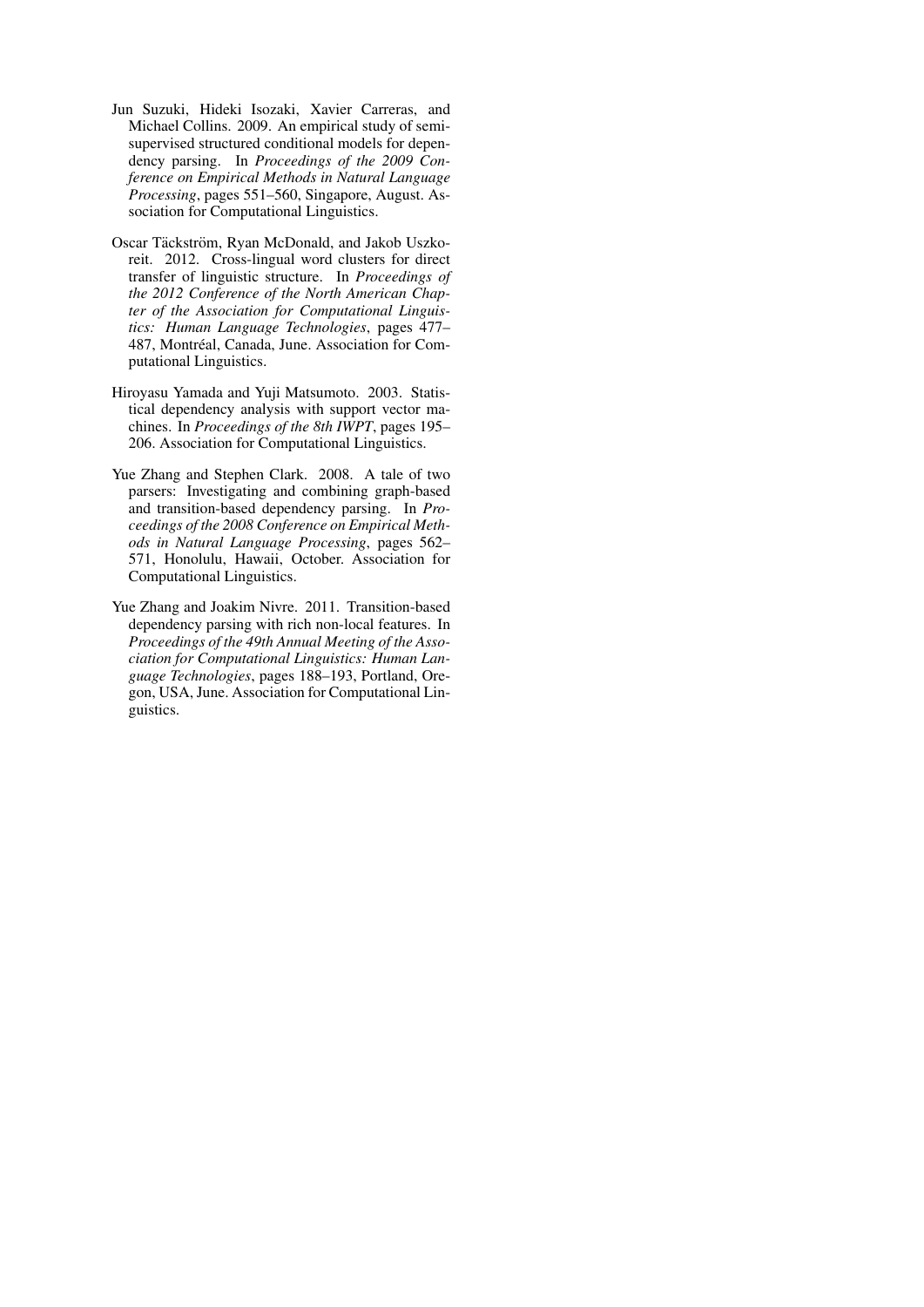Jun Suzuki, Hideki Isozaki, Xavier Carreras, and Michael Collins. 2009. An empirical study of semi-supervised structured conditional models for dependency parsing. In *Proceedings of the 2009 Conference on Empirical Methods in Natural Language Processing*, pages 551–560, Singapore, August. Association for Computational Linguistics.

Oscar Täckström, Ryan McDonald, and Jakob Uszkoreit. 2012. Cross-lingual word clusters for direct transfer of linguistic structure. In *Proceedings of the 2012 Conference of the North American Chapter of the Association for Computational Linguistics: Human Language Technologies*, pages 477–487, Montréal, Canada, June. Association for Computational Linguistics.

Hiroyasu Yamada and Yuji Matsumoto. 2003. Statistical dependency analysis with support vector machines. In *Proceedings of the 8th IWPT*, pages 195–206. Association for Computational Linguistics.

Yue Zhang and Stephen Clark. 2008. A tale of two parsers: Investigating and combining graph-based and transition-based dependency parsing. In *Proceedings of the 2008 Conference on Empirical Methods in Natural Language Processing*, pages 562–571, Honolulu, Hawaii, October. Association for Computational Linguistics.

Yue Zhang and Joakim Nivre. 2011. Transition-based dependency parsing with rich non-local features. In *Proceedings of the 49th Annual Meeting of the Association for Computational Linguistics: Human Language Technologies*, pages 188–193, Portland, Oregon, USA, June. Association for Computational Linguistics.